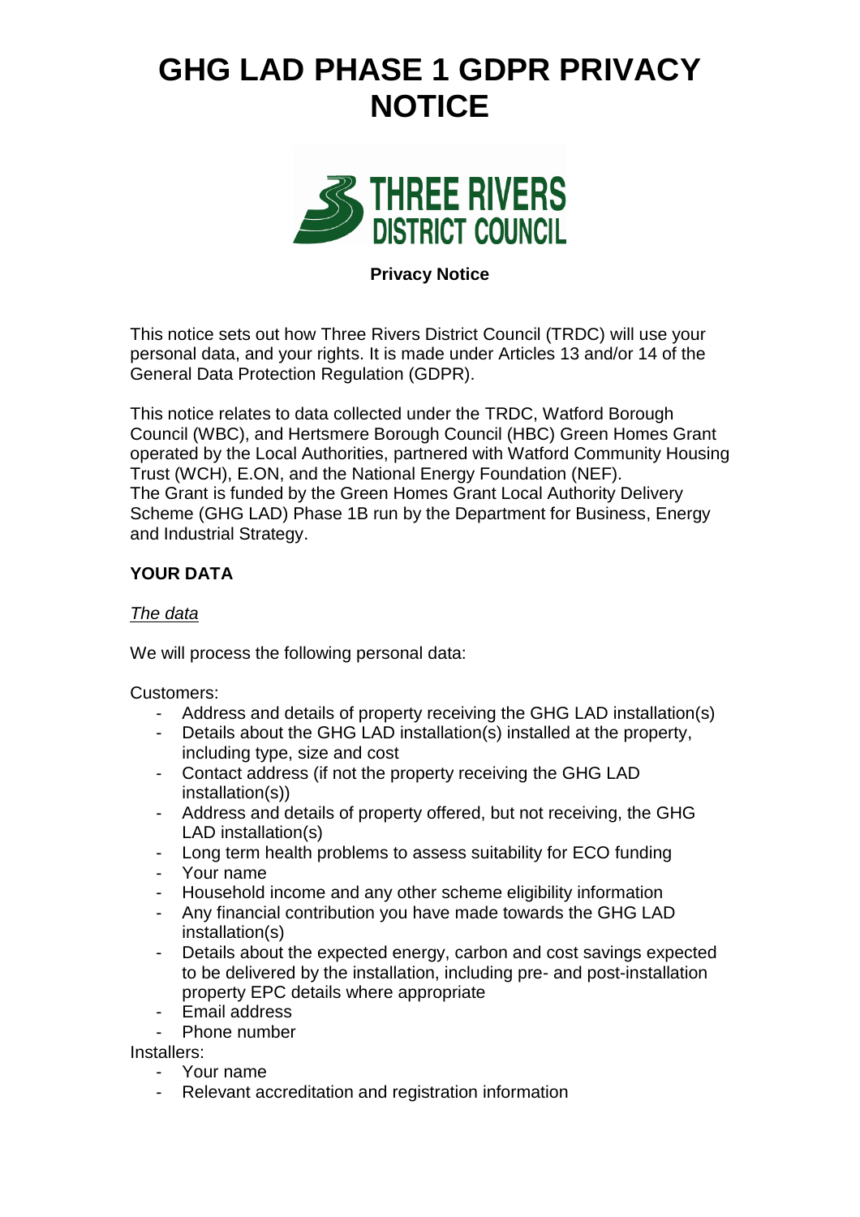# GHG LAD PHASE 1 GDPR PRIVACY NOTICE

THREE RIVERS DISTRICT COUNCIL

**Privacy Notice**

This notice sets out how Three Rivers District Council (TRDC) will use your personal data, and your rights. It is made under Articles 13 and/or 14 of the General Data Protection Regulation (GDPR).

This notice relates to data collected under the TRDC, Watford Borough Council (WBC), and Hertsmere Borough Council (HBC) Green Homes Grant operated by the Local Authorities, partnered with Watford Community Housing Trust (WCH), E.ON, and the National Energy Foundation (NEF). The Grant is funded by the Green Homes Grant Local Authority Delivery Scheme (GHG LAD) Phase 1B run by the Department for Business, Energy and Industrial Strategy.

## YOUR DATA

*The data*

We will process the following personal data:

Customers:

- Address and details of property receiving the GHG LAD installation(s)
- Details about the GHG LAD installation(s) installed at the property, including type, size and cost
- Contact address (if not the property receiving the GHG LAD installation(s))
- Address and details of property offered, but not receiving, the GHG LAD installation(s)
- Long term health problems to assess suitability for ECO funding
- Your name
- Household income and any other scheme eligibility information
- Any financial contribution you have made towards the GHG LAD installation(s)
- Details about the expected energy, carbon and cost savings expected to be delivered by the installation, including pre- and post-installation property EPC details where appropriate
- Email address
- Phone number

Installers:

- Your name
- Relevant accreditation and registration information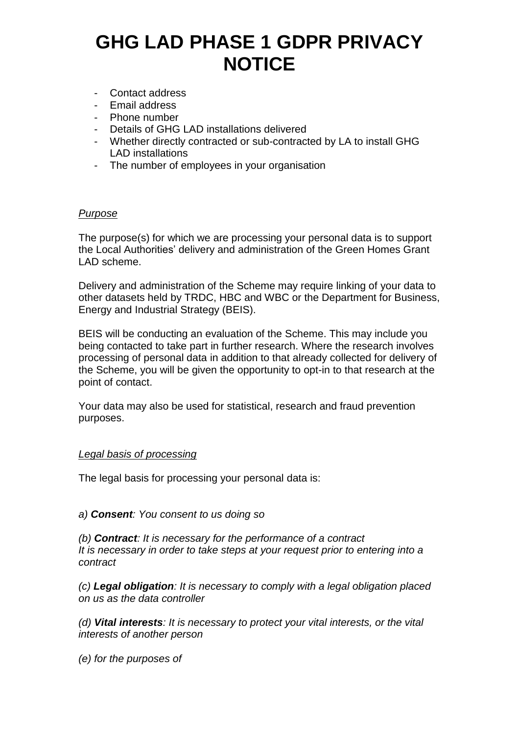# GHG LAD PHASE 1 GDPR PRIVACY NOTICE

- Contact address
- Email address
- Phone number
- Details of GHG LAD installations delivered
- Whether directly contracted or sub-contracted by LA to install GHG LAD installations
- The number of employees in your organisation

*Purpose*

The purpose(s) for which we are processing your personal data is to support the Local Authorities' delivery and administration of the Green Homes Grant LAD scheme.

Delivery and administration of the Scheme may require linking of your data to other datasets held by TRDC, HBC and WBC or the Department for Business, Energy and Industrial Strategy (BEIS).

BEIS will be conducting an evaluation of the Scheme. This may include you being contacted to take part in further research. Where the research involves processing of personal data in addition to that already collected for delivery of the Scheme, you will be given the opportunity to opt-in to that research at the point of contact.

Your data may also be used for statistical, research and fraud prevention purposes.

*Legal basis of processing*

The legal basis for processing your personal data is:

*a) **Consent**: You consent to us doing so*

*(b) **Contract**: It is necessary for the performance of a contract*
*It is necessary in order to take steps at your request prior to entering into a contract*

*(c) **Legal obligation**: It is necessary to comply with a legal obligation placed on us as the data controller*

*(d) **Vital interests**: It is necessary to protect your vital interests, or the vital interests of another person*

*(e) for the purposes of*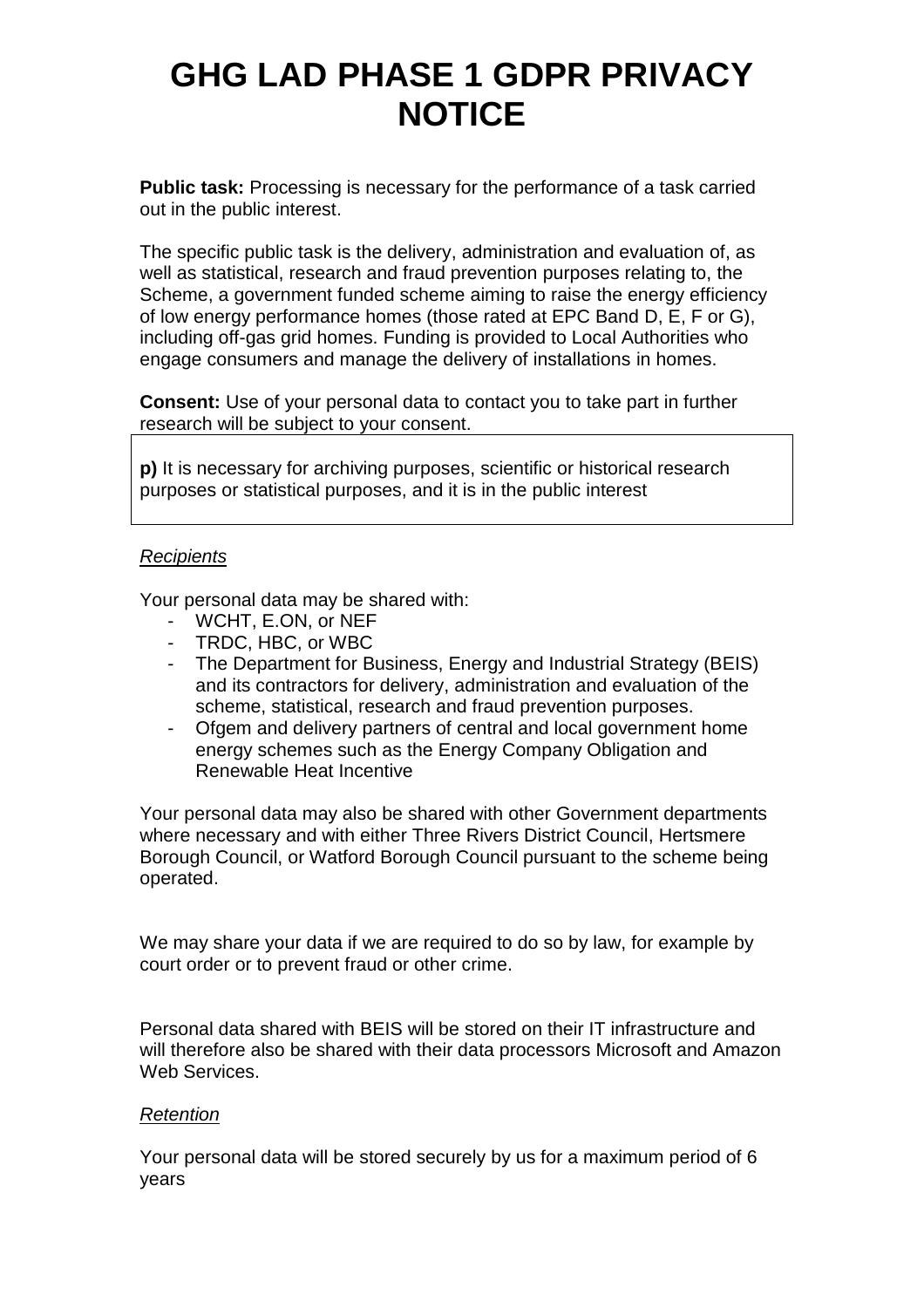# GHG LAD PHASE 1 GDPR PRIVACY NOTICE

**Public task:** Processing is necessary for the performance of a task carried out in the public interest.

The specific public task is the delivery, administration and evaluation of, as well as statistical, research and fraud prevention purposes relating to, the Scheme, a government funded scheme aiming to raise the energy efficiency of low energy performance homes (those rated at EPC Band D, E, F or G), including off-gas grid homes. Funding is provided to Local Authorities who engage consumers and manage the delivery of installations in homes.

**Consent:** Use of your personal data to contact you to take part in further research will be subject to your consent.

**p)** It is necessary for archiving purposes, scientific or historical research purposes or statistical purposes, and it is in the public interest

*Recipients*

Your personal data may be shared with:

- WCHT, E.ON, or NEF
- TRDC, HBC, or WBC
- The Department for Business, Energy and Industrial Strategy (BEIS) and its contractors for delivery, administration and evaluation of the scheme, statistical, research and fraud prevention purposes.
- Ofgem and delivery partners of central and local government home energy schemes such as the Energy Company Obligation and Renewable Heat Incentive

Your personal data may also be shared with other Government departments where necessary and with either Three Rivers District Council, Hertsmere Borough Council, or Watford Borough Council pursuant to the scheme being operated.

We may share your data if we are required to do so by law, for example by court order or to prevent fraud or other crime.

Personal data shared with BEIS will be stored on their IT infrastructure and will therefore also be shared with their data processors Microsoft and Amazon Web Services.

*Retention*

Your personal data will be stored securely by us for a maximum period of 6 years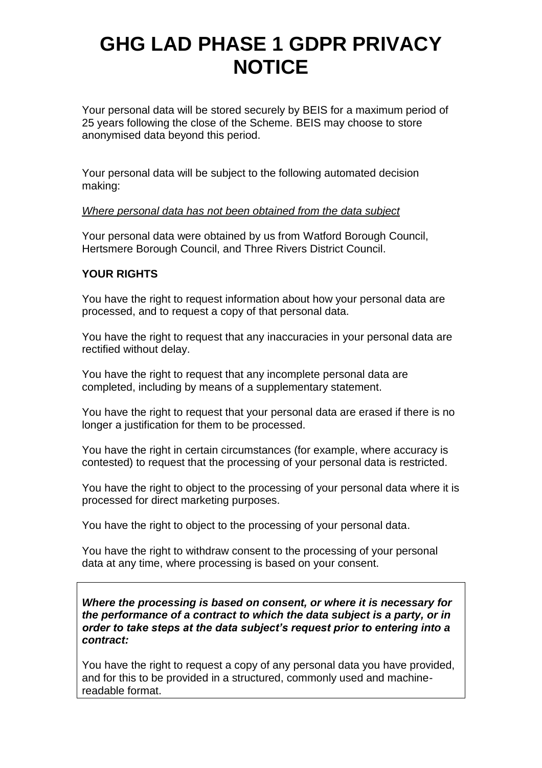# GHG LAD PHASE 1 GDPR PRIVACY NOTICE

Your personal data will be stored securely by BEIS for a maximum period of 25 years following the close of the Scheme. BEIS may choose to store anonymised data beyond this period.

Your personal data will be subject to the following automated decision making:

*Where personal data has not been obtained from the data subject*

Your personal data were obtained by us from Watford Borough Council, Hertsmere Borough Council, and Three Rivers District Council.

**YOUR RIGHTS**

You have the right to request information about how your personal data are processed, and to request a copy of that personal data.

You have the right to request that any inaccuracies in your personal data are rectified without delay.

You have the right to request that any incomplete personal data are completed, including by means of a supplementary statement.

You have the right to request that your personal data are erased if there is no longer a justification for them to be processed.

You have the right in certain circumstances (for example, where accuracy is contested) to request that the processing of your personal data is restricted.

You have the right to object to the processing of your personal data where it is processed for direct marketing purposes.

You have the right to object to the processing of your personal data.

You have the right to withdraw consent to the processing of your personal data at any time, where processing is based on your consent.

***Where the processing is based on consent, or where it is necessary for the performance of a contract to which the data subject is a party, or in order to take steps at the data subject's request prior to entering into a contract:***

You have the right to request a copy of any personal data you have provided, and for this to be provided in a structured, commonly used and machine-readable format.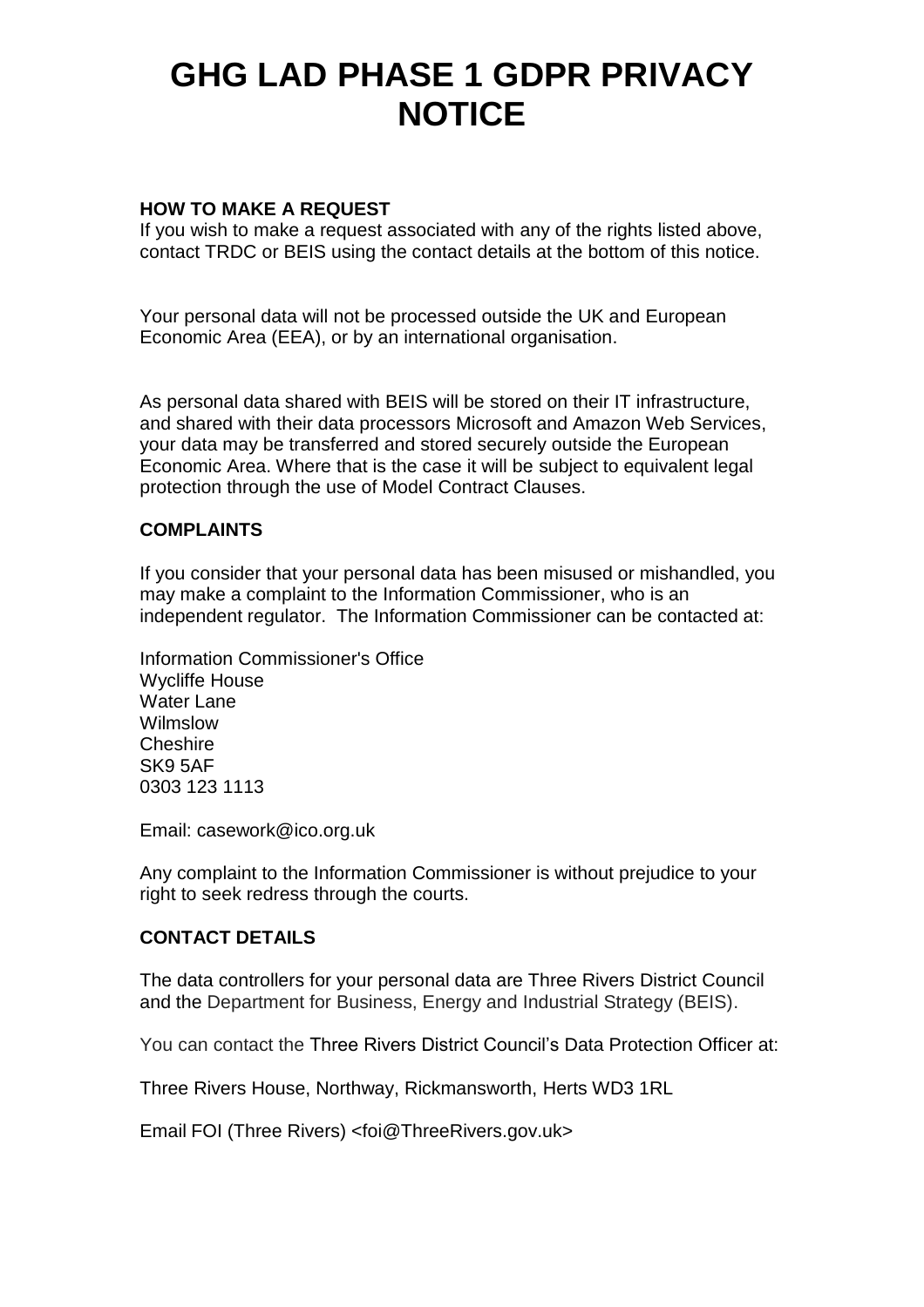# GHG LAD PHASE 1 GDPR PRIVACY NOTICE

**HOW TO MAKE A REQUEST**
If you wish to make a request associated with any of the rights listed above, contact TRDC or BEIS using the contact details at the bottom of this notice.

Your personal data will not be processed outside the UK and European Economic Area (EEA), or by an international organisation.

As personal data shared with BEIS will be stored on their IT infrastructure, and shared with their data processors Microsoft and Amazon Web Services, your data may be transferred and stored securely outside the European Economic Area. Where that is the case it will be subject to equivalent legal protection through the use of Model Contract Clauses.

**COMPLAINTS**

If you consider that your personal data has been misused or mishandled, you may make a complaint to the Information Commissioner, who is an independent regulator. The Information Commissioner can be contacted at:

Information Commissioner's Office
Wycliffe House
Water Lane
Wilmslow
Cheshire
SK9 5AF
0303 123 1113

Email: casework@ico.org.uk

Any complaint to the Information Commissioner is without prejudice to your right to seek redress through the courts.

**CONTACT DETAILS**

The data controllers for your personal data are Three Rivers District Council and the Department for Business, Energy and Industrial Strategy (BEIS).

You can contact the Three Rivers District Council's Data Protection Officer at:

Three Rivers House, Northway, Rickmansworth, Herts WD3 1RL

Email FOI (Three Rivers) <foi@ThreeRivers.gov.uk>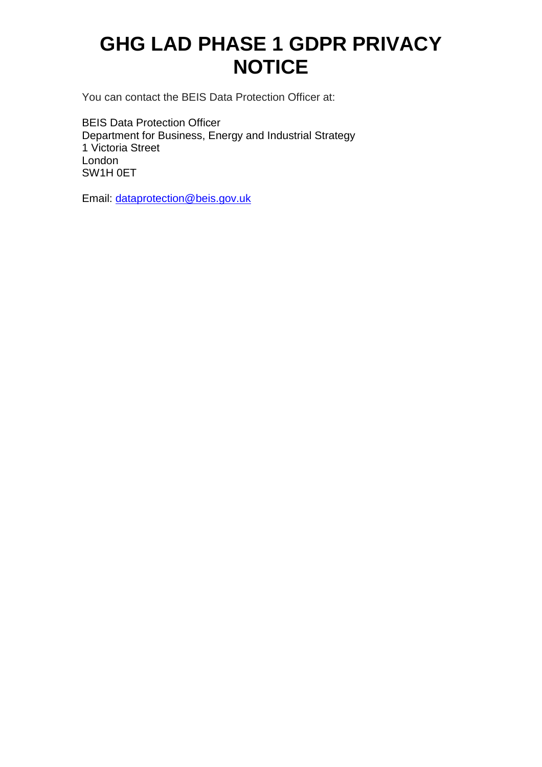# GHG LAD PHASE 1 GDPR PRIVACY NOTICE

You can contact the BEIS Data Protection Officer at:

BEIS Data Protection Officer
Department for Business, Energy and Industrial Strategy
1 Victoria Street
London
SW1H 0ET

Email: dataprotection@beis.gov.uk